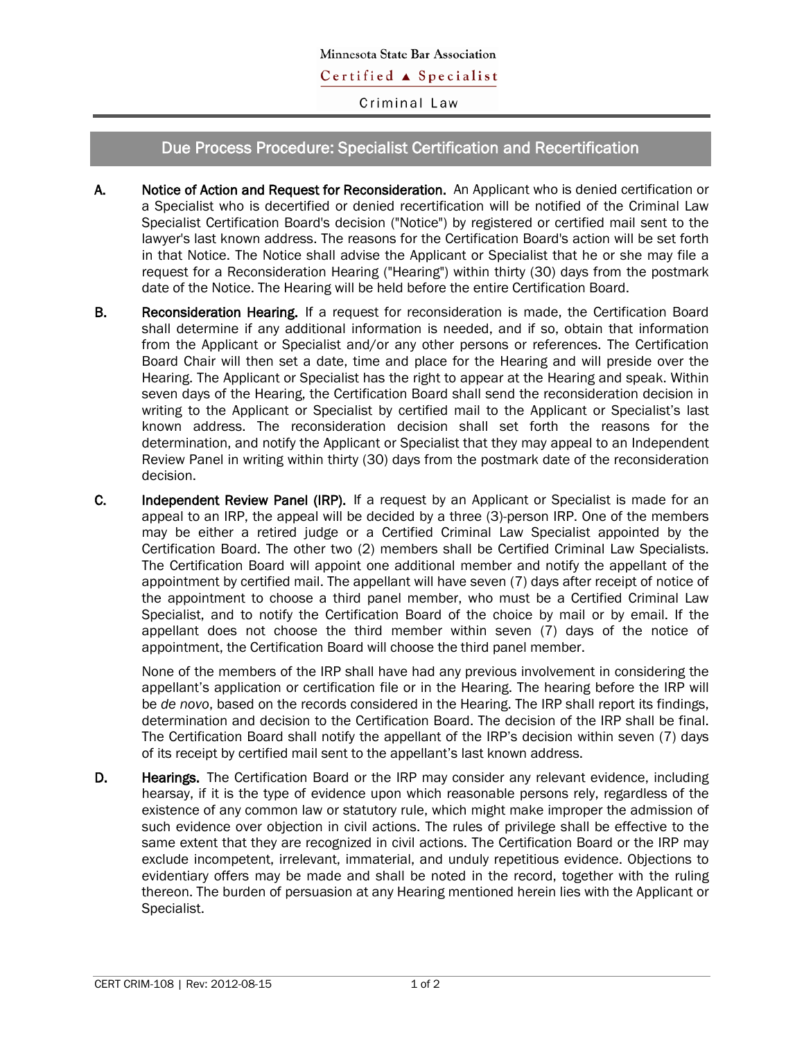Minnesota State Bar Association

Certified ▲ Specialist

Criminal Law

# Due Process Procedure: Specialist Certification and Recertification

**A. Notice of Action and Request for Reconsideration.** An Applicant who is denied certification or a Specialist who is decertified or denied recertification will be notified of the Criminal Law Specialist Certification Board's decision ("Notice") by registered or certified mail sent to the lawyer's last known address. The reasons for the Certification Board's action will be set forth in that Notice. The Notice shall advise the Applicant or Specialist that he or she may file a request for a Reconsideration Hearing ("Hearing") within thirty (30) days from the postmark date of the Notice. The Hearing will be held before the entire Certification Board.

**B. Reconsideration Hearing.** If a request for reconsideration is made, the Certification Board shall determine if any additional information is needed, and if so, obtain that information from the Applicant or Specialist and/or any other persons or references. The Certification Board Chair will then set a date, time and place for the Hearing and will preside over the Hearing. The Applicant or Specialist has the right to appear at the Hearing and speak. Within seven days of the Hearing, the Certification Board shall send the reconsideration decision in writing to the Applicant or Specialist by certified mail to the Applicant or Specialist's last known address. The reconsideration decision shall set forth the reasons for the determination, and notify the Applicant or Specialist that they may appeal to an Independent Review Panel in writing within thirty (30) days from the postmark date of the reconsideration decision.

**C. Independent Review Panel (IRP).** If a request by an Applicant or Specialist is made for an appeal to an IRP, the appeal will be decided by a three (3)-person IRP. One of the members may be either a retired judge or a Certified Criminal Law Specialist appointed by the Certification Board. The other two (2) members shall be Certified Criminal Law Specialists. The Certification Board will appoint one additional member and notify the appellant of the appointment by certified mail. The appellant will have seven (7) days after receipt of notice of the appointment to choose a third panel member, who must be a Certified Criminal Law Specialist, and to notify the Certification Board of the choice by mail or by email. If the appellant does not choose the third member within seven (7) days of the notice of appointment, the Certification Board will choose the third panel member.

None of the members of the IRP shall have had any previous involvement in considering the appellant's application or certification file or in the Hearing. The hearing before the IRP will be *de novo*, based on the records considered in the Hearing. The IRP shall report its findings, determination and decision to the Certification Board. The decision of the IRP shall be final. The Certification Board shall notify the appellant of the IRP's decision within seven (7) days of its receipt by certified mail sent to the appellant's last known address.

**D. Hearings.** The Certification Board or the IRP may consider any relevant evidence, including hearsay, if it is the type of evidence upon which reasonable persons rely, regardless of the existence of any common law or statutory rule, which might make improper the admission of such evidence over objection in civil actions. The rules of privilege shall be effective to the same extent that they are recognized in civil actions. The Certification Board or the IRP may exclude incompetent, irrelevant, immaterial, and unduly repetitious evidence. Objections to evidentiary offers may be made and shall be noted in the record, together with the ruling thereon. The burden of persuasion at any Hearing mentioned herein lies with the Applicant or Specialist.

CERT CRIM-108 | Rev: 2012-08-15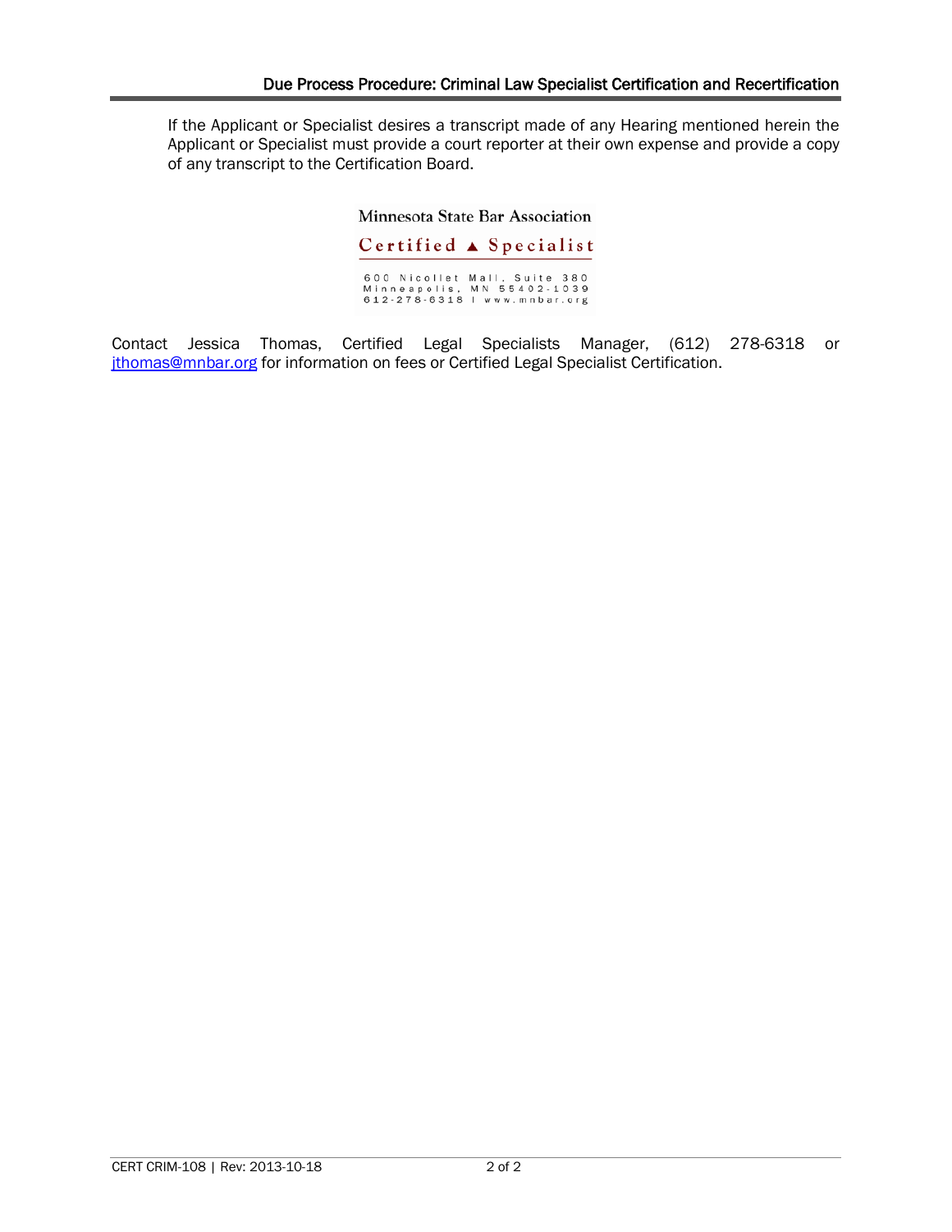If the Applicant or Specialist desires a transcript made of any Hearing mentioned herein the Applicant or Specialist must provide a court reporter at their own expense and provide a copy of any transcript to the Certification Board.

Minnesota State Bar Association

Certified ▲ Specialist

600 Nicollet Mall, Suite 380
Minneapolis, MN 55402-1039
612-278-6318 | www.mnbar.org

Contact Jessica Thomas, Certified Legal Specialists Manager, (612) 278-6318 or jthomas@mnbar.org for information on fees or Certified Legal Specialist Certification.